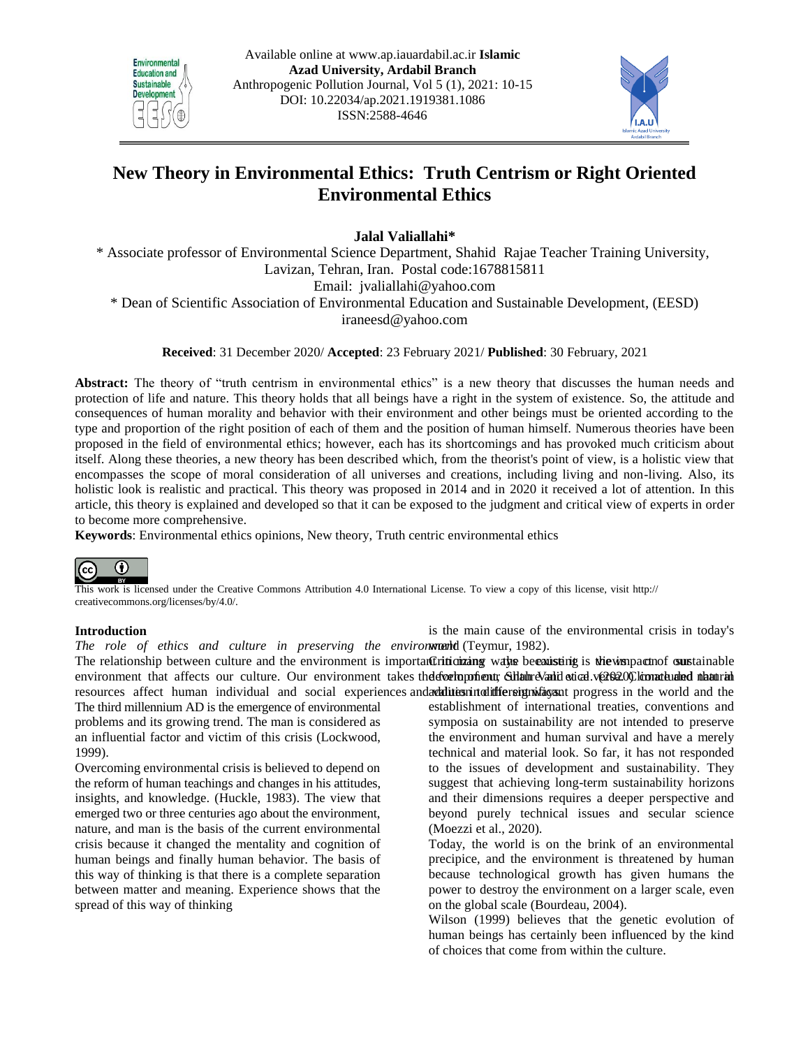# New Theory in Environmental Ethics: Truth Centrism or Right Oriented Environmental Ethics

**Jalal Valiallahi***

* Associate professor of Environmental Science Department, Shahid Rajae Teacher Training University, Lavizan, Tehran, Iran. Postal code:1678815811
Email: jvaliallahi@yahoo.com
* Dean of Scientific Association of Environmental Education and Sustainable Development, (EESD)
iraneesd@yahoo.com

**Received**: 31 December 2020/ **Accepted**: 23 February 2021/ **Published**: 30 February, 2021

**Abstract:** The theory of "truth centrism in environmental ethics" is a new theory that discusses the human needs and protection of life and nature. This theory holds that all beings have a right in the system of existence. So, the attitude and consequences of human morality and behavior with their environment and other beings must be oriented according to the type and proportion of the right position of each of them and the position of human himself. Numerous theories have been proposed in the field of environmental ethics; however, each has its shortcomings and has provoked much criticism about itself. Along these theories, a new theory has been described which, from the theorist's point of view, is a holistic view that encompasses the scope of moral consideration of all universes and creations, including living and non-living. Also, its holistic look is realistic and practical. This theory was proposed in 2014 and in 2020 it received a lot of attention. In this article, this theory is explained and developed so that it can be exposed to the judgment and critical view of experts in order to become more comprehensive.

**Keywords**: Environmental ethics opinions, New theory, Truth centric environmental ethics

This work is licensed under the Creative Commons Attribution 4.0 International License. To view a copy of this license, visit http:// creativecommons.org/licenses/by/4.0/.

## Introduction

*The role of ethics and culture in preserving the environment*

The relationship between culture and the environment is important because it is the impact of our environment that affects our culture. Our environment takes the form of our culture and natural resources affect human individual and social experiences and culture in different ways.

The third millennium AD is the emergence of environmental problems and its growing trend. The man is considered as an influential factor and victim of this crisis (Lockwood, 1999).

Overcoming environmental crisis is believed to depend on the reform of human teachings and changes in his attitudes, insights, and knowledge. (Huckle, 1983). The view that emerged two or three centuries ago about the environment, nature, and man is the basis of the current environmental crisis because it changed the mentality and cognition of human beings and finally human behavior. The basis of this way of thinking is that there is a complete separation between matter and meaning. Experience shows that the spread of this way of thinking is the main cause of the environmental crisis in today's world (Teymur, 1982).

Criticizing the existing views on sustainable development, Shahrvand et al. (2020) concluded that all achievements and significant progress in the world and the establishment of international treaties, conventions and symposia on sustainability are not intended to preserve the environment and human survival and have a merely technical and material look. So far, it has not responded to the issues of development and sustainability. They suggest that achieving long-term sustainability horizons and their dimensions requires a deeper perspective and beyond purely technical issues and secular science (Moezzi et al., 2020).

Today, the world is on the brink of an environmental precipice, and the environment is threatened by human because technological growth has given humans the power to destroy the environment on a larger scale, even on the global scale (Bourdeau, 2004).

Wilson (1999) believes that the genetic evolution of human beings has certainly been influenced by the kind of choices that come from within the culture.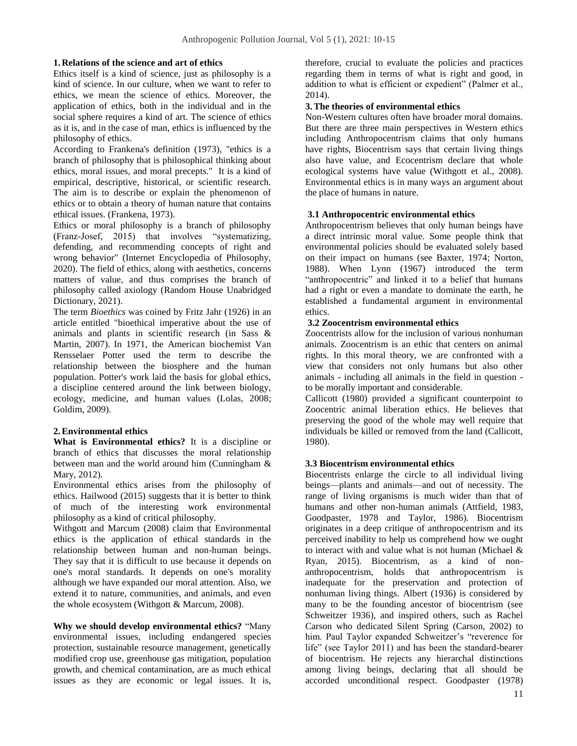## 1. Relations of the science and art of ethics

Ethics itself is a kind of science, just as philosophy is a kind of science. In our culture, when we want to refer to ethics, we mean the science of ethics. Moreover, the application of ethics, both in the individual and in the social sphere requires a kind of art. The science of ethics as it is, and in the case of man, ethics is influenced by the philosophy of ethics.

According to Frankena's definition (1973), "ethics is a branch of philosophy that is philosophical thinking about ethics, moral issues, and moral precepts." It is a kind of empirical, descriptive, historical, or scientific research. The aim is to describe or explain the phenomenon of ethics or to obtain a theory of human nature that contains ethical issues. (Frankena, 1973).

Ethics or moral philosophy is a branch of philosophy (Franz-Josef, 2015) that involves "systematizing, defending, and recommending concepts of right and wrong behavior" (Internet Encyclopedia of Philosophy, 2020). The field of ethics, along with aesthetics, concerns matters of value, and thus comprises the branch of philosophy called axiology (Random House Unabridged Dictionary, 2021).

The term *Bioethics* was coined by Fritz Jahr (1926) in an article entitled "bioethical imperative about the use of animals and plants in scientific research (in Sass & Martin, 2007). In 1971, the American biochemist Van Rensselaer Potter used the term to describe the relationship between the biosphere and the human population. Potter's work laid the basis for global ethics, a discipline centered around the link between biology, ecology, medicine, and human values (Lolas, 2008; Goldim, 2009).

## 2. Environmental ethics

**What is Environmental ethics?** It is a discipline or branch of ethics that discusses the moral relationship between man and the world around him (Cunningham & Mary, 2012).

Environmental ethics arises from the philosophy of ethics. Hailwood (2015) suggests that it is better to think of much of the interesting work environmental philosophy as a kind of critical philosophy.

Withgott and Marcum (2008) claim that Environmental ethics is the application of ethical standards in the relationship between human and non-human beings. They say that it is difficult to use because it depends on one's moral standards. It depends on one's morality although we have expanded our moral attention. Also, we extend it to nature, communities, and animals, and even the whole ecosystem (Withgott & Marcum, 2008).

**Why we should develop environmental ethics?** "Many environmental issues, including endangered species protection, sustainable resource management, genetically modified crop use, greenhouse gas mitigation, population growth, and chemical contamination, are as much ethical issues as they are economic or legal issues. It is, therefore, crucial to evaluate the policies and practices regarding them in terms of what is right and good, in addition to what is efficient or expedient" (Palmer et al., 2014).

## 3. The theories of environmental ethics

Non-Western cultures often have broader moral domains. But there are three main perspectives in Western ethics including Anthropocentrism claims that only humans have rights, Biocentrism says that certain living things also have value, and Ecocentrism declare that whole ecological systems have value (Withgott et al., 2008). Environmental ethics is in many ways an argument about the place of humans in nature.

### 3.1 Anthropocentric environmental ethics

Anthropocentrism believes that only human beings have a direct intrinsic moral value. Some people think that environmental policies should be evaluated solely based on their impact on humans (see Baxter, 1974; Norton, 1988). When Lynn (1967) introduced the term "anthropocentric" and linked it to a belief that humans had a right or even a mandate to dominate the earth, he established a fundamental argument in environmental ethics.

### 3.2 Zoocentrism environmental ethics

Zoocentrists allow for the inclusion of various nonhuman animals. Zoocentrism is an ethic that centers on animal rights. In this moral theory, we are confronted with a view that considers not only humans but also other animals - including all animals in the field in question - to be morally important and considerable.

Callicott (1980) provided a significant counterpoint to Zoocentric animal liberation ethics. He believes that preserving the good of the whole may well require that individuals be killed or removed from the land (Callicott, 1980).

### 3.3 Biocentrism environmental ethics

Biocentrists enlarge the circle to all individual living beings—plants and animals—and out of necessity. The range of living organisms is much wider than that of humans and other non-human animals (Attfield, 1983, Goodpaster, 1978 and Taylor, 1986). Biocentrism originates in a deep critique of anthropocentrism and its perceived inability to help us comprehend how we ought to interact with and value what is not human (Michael & Ryan, 2015). Biocentrism, as a kind of non-anthropocentrism, holds that anthropocentrism is inadequate for the preservation and protection of nonhuman living things. Albert (1936) is considered by many to be the founding ancestor of biocentrism (see Schweitzer 1936), and inspired others, such as Rachel Carson who dedicated Silent Spring (Carson, 2002) to him. Paul Taylor expanded Schweitzer's "reverence for life" (see Taylor 2011) and has been the standard-bearer of biocentrism. He rejects any hierarchal distinctions among living beings, declaring that all should be accorded unconditional respect. Goodpaster (1978)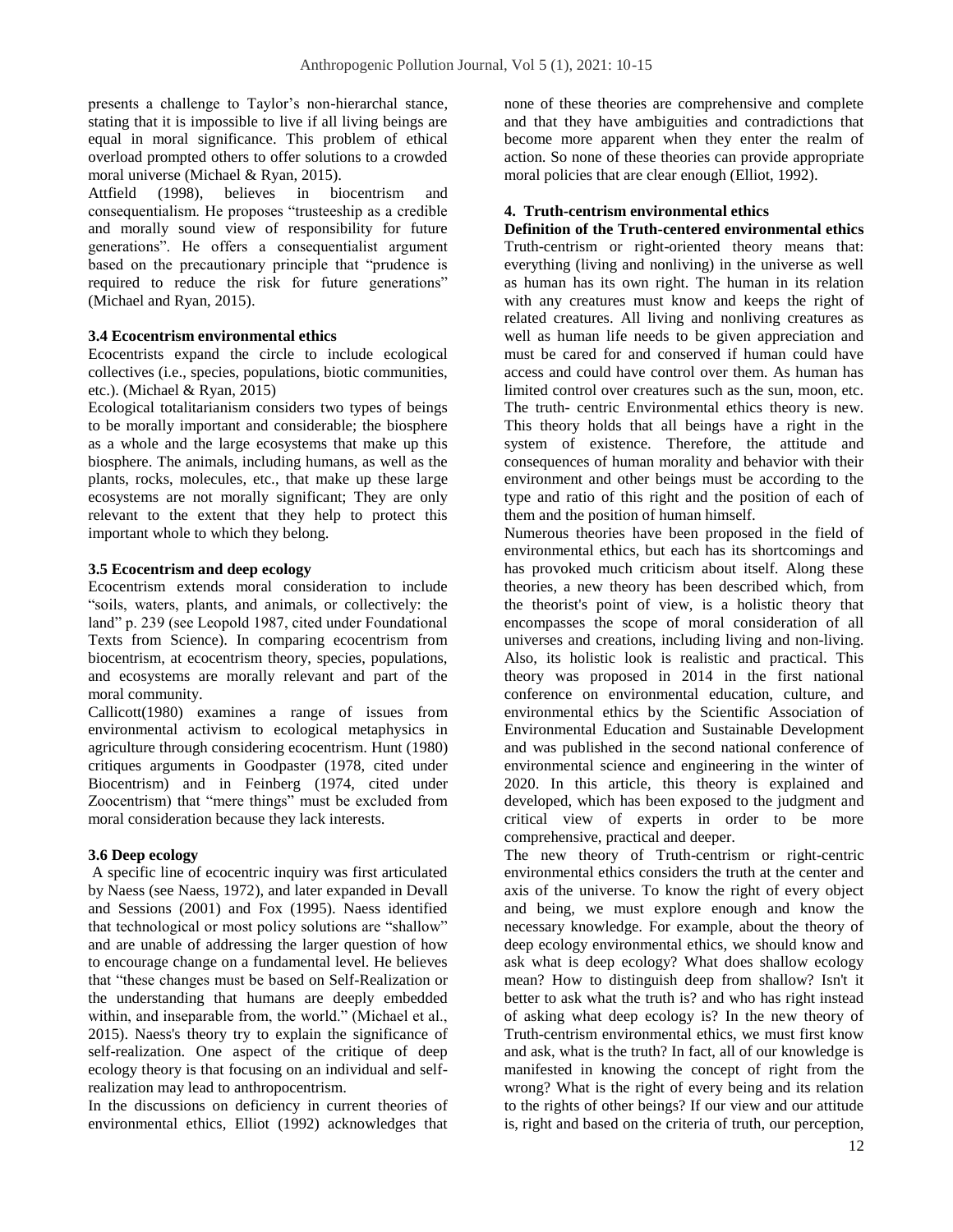presents a challenge to Taylor's non-hierarchal stance, stating that it is impossible to live if all living beings are equal in moral significance. This problem of ethical overload prompted others to offer solutions to a crowded moral universe (Michael & Ryan, 2015).

Attfield (1998), believes in biocentrism and consequentialism. He proposes "trusteeship as a credible and morally sound view of responsibility for future generations". He offers a consequentialist argument based on the precautionary principle that "prudence is required to reduce the risk for future generations" (Michael and Ryan, 2015).

### 3.4 Ecocentrism environmental ethics

Ecocentrists expand the circle to include ecological collectives (i.e., species, populations, biotic communities, etc.). (Michael & Ryan, 2015)

Ecological totalitarianism considers two types of beings to be morally important and considerable; the biosphere as a whole and the large ecosystems that make up this biosphere. The animals, including humans, as well as the plants, rocks, molecules, etc., that make up these large ecosystems are not morally significant; They are only relevant to the extent that they help to protect this important whole to which they belong.

### 3.5 Ecocentrism and deep ecology

Ecocentrism extends moral consideration to include "soils, waters, plants, and animals, or collectively: the land" p. 239 (see Leopold 1987, cited under Foundational Texts from Science). In comparing ecocentrism from biocentrism, at ecocentrism theory, species, populations, and ecosystems are morally relevant and part of the moral community.

Callicott(1980) examines a range of issues from environmental activism to ecological metaphysics in agriculture through considering ecocentrism. Hunt (1980) critiques arguments in Goodpaster (1978, cited under Biocentrism) and in Feinberg (1974, cited under Zoocentrism) that "mere things" must be excluded from moral consideration because they lack interests.

### 3.6 Deep ecology

A specific line of ecocentric inquiry was first articulated by Naess (see Naess, 1972), and later expanded in Devall and Sessions (2001) and Fox (1995). Naess identified that technological or most policy solutions are "shallow" and are unable of addressing the larger question of how to encourage change on a fundamental level. He believes that "these changes must be based on Self-Realization or the understanding that humans are deeply embedded within, and inseparable from, the world." (Michael et al., 2015). Naess's theory try to explain the significance of self-realization. One aspect of the critique of deep ecology theory is that focusing on an individual and self-realization may lead to anthropocentrism.

In the discussions on deficiency in current theories of environmental ethics, Elliot (1992) acknowledges that none of these theories are comprehensive and complete and that they have ambiguities and contradictions that become more apparent when they enter the realm of action. So none of these theories can provide appropriate moral policies that are clear enough (Elliot, 1992).

## 4. Truth-centrism environmental ethics

**Definition of the Truth-centered environmental ethics**

Truth-centrism or right-oriented theory means that: everything (living and nonliving) in the universe as well as human has its own right. The human in its relation with any creatures must know and keeps the right of related creatures. All living and nonliving creatures as well as human life needs to be given appreciation and must be cared for and conserved if human could have access and could have control over them. As human has limited control over creatures such as the sun, moon, etc. The truth- centric Environmental ethics theory is new. This theory holds that all beings have a right in the system of existence. Therefore, the attitude and consequences of human morality and behavior with their environment and other beings must be according to the type and ratio of this right and the position of each of them and the position of human himself.

Numerous theories have been proposed in the field of environmental ethics, but each has its shortcomings and has provoked much criticism about itself. Along these theories, a new theory has been described which, from the theorist's point of view, is a holistic theory that encompasses the scope of moral consideration of all universes and creations, including living and non-living. Also, its holistic look is realistic and practical. This theory was proposed in 2014 in the first national conference on environmental education, culture, and environmental ethics by the Scientific Association of Environmental Education and Sustainable Development and was published in the second national conference of environmental science and engineering in the winter of 2020. In this article, this theory is explained and developed, which has been exposed to the judgment and critical view of experts in order to be more comprehensive, practical and deeper.

The new theory of Truth-centrism or right-centric environmental ethics considers the truth at the center and axis of the universe. To know the right of every object and being, we must explore enough and know the necessary knowledge. For example, about the theory of deep ecology environmental ethics, we should know and ask what is deep ecology? What does shallow ecology mean? How to distinguish deep from shallow? Isn't it better to ask what the truth is? and who has right instead of asking what deep ecology is? In the new theory of Truth-centrism environmental ethics, we must first know and ask, what is the truth? In fact, all of our knowledge is manifested in knowing the concept of right from the wrong? What is the right of every being and its relation to the rights of other beings? If our view and our attitude is, right and based on the criteria of truth, our perception,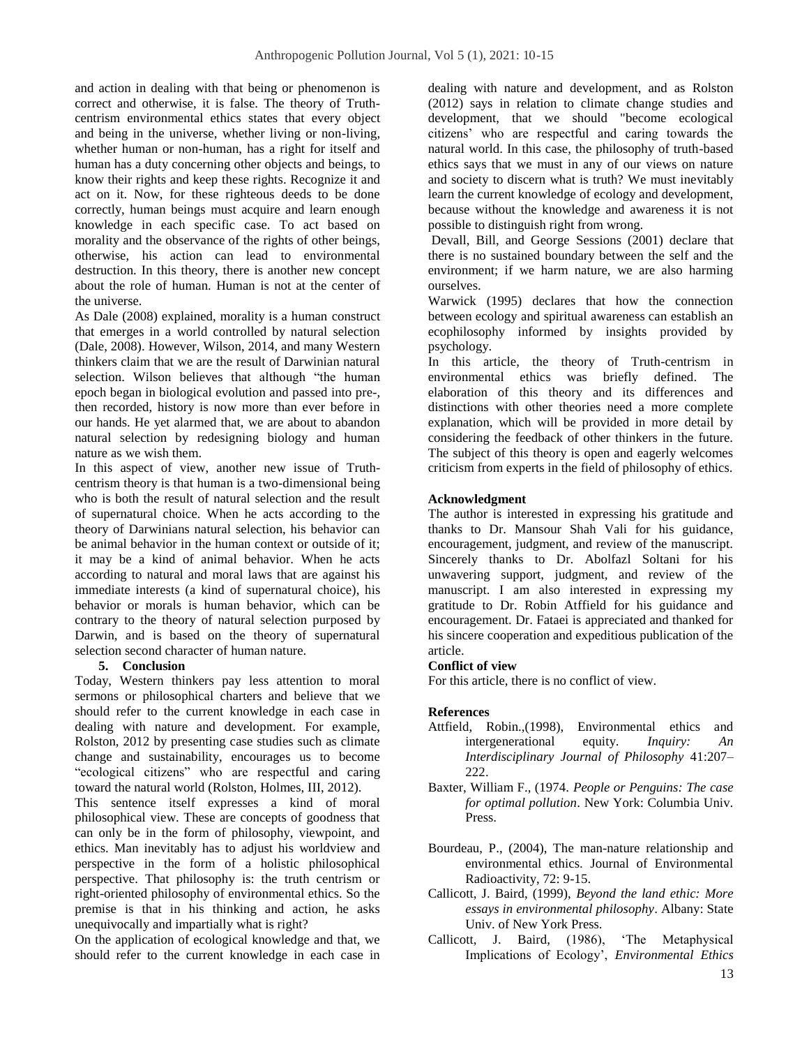and action in dealing with that being or phenomenon is correct and otherwise, it is false. The theory of Truth-centrism environmental ethics states that every object and being in the universe, whether living or non-living, whether human or non-human, has a right for itself and human has a duty concerning other objects and beings, to know their rights and keep these rights. Recognize it and act on it. Now, for these righteous deeds to be done correctly, human beings must acquire and learn enough knowledge in each specific case. To act based on morality and the observance of the rights of other beings, otherwise, his action can lead to environmental destruction. In this theory, there is another new concept about the role of human. Human is not at the center of the universe.

As Dale (2008) explained, morality is a human construct that emerges in a world controlled by natural selection (Dale, 2008). However, Wilson, 2014, and many Western thinkers claim that we are the result of Darwinian natural selection. Wilson believes that although "the human epoch began in biological evolution and passed into pre-, then recorded, history is now more than ever before in our hands. He yet alarmed that, we are about to abandon natural selection by redesigning biology and human nature as we wish them.

In this aspect of view, another new issue of Truth-centrism theory is that human is a two-dimensional being who is both the result of natural selection and the result of supernatural choice. When he acts according to the theory of Darwinians natural selection, his behavior can be animal behavior in the human context or outside of it; it may be a kind of animal behavior. When he acts according to natural and moral laws that are against his immediate interests (a kind of supernatural choice), his behavior or morals is human behavior, which can be contrary to the theory of natural selection purposed by Darwin, and is based on the theory of supernatural selection second character of human nature.

## 5. Conclusion

Today, Western thinkers pay less attention to moral sermons or philosophical charters and believe that we should refer to the current knowledge in each case in dealing with nature and development. For example, Rolston, 2012 by presenting case studies such as climate change and sustainability, encourages us to become "ecological citizens" who are respectful and caring toward the natural world (Rolston, Holmes, III, 2012).

This sentence itself expresses a kind of moral philosophical view. These are concepts of goodness that can only be in the form of philosophy, viewpoint, and ethics. Man inevitably has to adjust his worldview and perspective in the form of a holistic philosophical perspective. That philosophy is: the truth centrism or right-oriented philosophy of environmental ethics. So the premise is that in his thinking and action, he asks unequivocally and impartially what is right?

On the application of ecological knowledge and that, we should refer to the current knowledge in each case in dealing with nature and development, and as Rolston (2012) says in relation to climate change studies and development, that we should "become ecological citizens' who are respectful and caring towards the natural world. In this case, the philosophy of truth-based ethics says that we must in any of our views on nature and society to discern what is truth? We must inevitably learn the current knowledge of ecology and development, because without the knowledge and awareness it is not possible to distinguish right from wrong.

Devall, Bill, and George Sessions (2001) declare that there is no sustained boundary between the self and the environment; if we harm nature, we are also harming ourselves.

Warwick (1995) declares that how the connection between ecology and spiritual awareness can establish an ecophilosophy informed by insights provided by psychology.

In this article, the theory of Truth-centrism in environmental ethics was briefly defined. The elaboration of this theory and its differences and distinctions with other theories need a more complete explanation, which will be provided in more detail by considering the feedback of other thinkers in the future. The subject of this theory is open and eagerly welcomes criticism from experts in the field of philosophy of ethics.

### Acknowledgment

The author is interested in expressing his gratitude and thanks to Dr. Mansour Shah Vali for his guidance, encouragement, judgment, and review of the manuscript. Sincerely thanks to Dr. Abolfazl Soltani for his unwavering support, judgment, and review of the manuscript. I am also interested in expressing my gratitude to Dr. Robin Atffield for his guidance and encouragement. Dr. Fataei is appreciated and thanked for his sincere cooperation and expeditious publication of the article.

### Conflict of view

For this article, there is no conflict of view.

### References

- Attfield, Robin.,(1998), Environmental ethics and intergenerational equity. *Inquiry: An Interdisciplinary Journal of Philosophy* 41:207–222.
- Baxter, William F., (1974. *People or Penguins: The case for optimal pollution*. New York: Columbia Univ. Press.
- Bourdeau, P., (2004), The man-nature relationship and environmental ethics. Journal of Environmental Radioactivity, 72: 9-15.
- Callicott, J. Baird, (1999), *Beyond the land ethic: More essays in environmental philosophy*. Albany: State Univ. of New York Press.
- Callicott, J. Baird, (1986), 'The Metaphysical Implications of Ecology', *Environmental Ethics*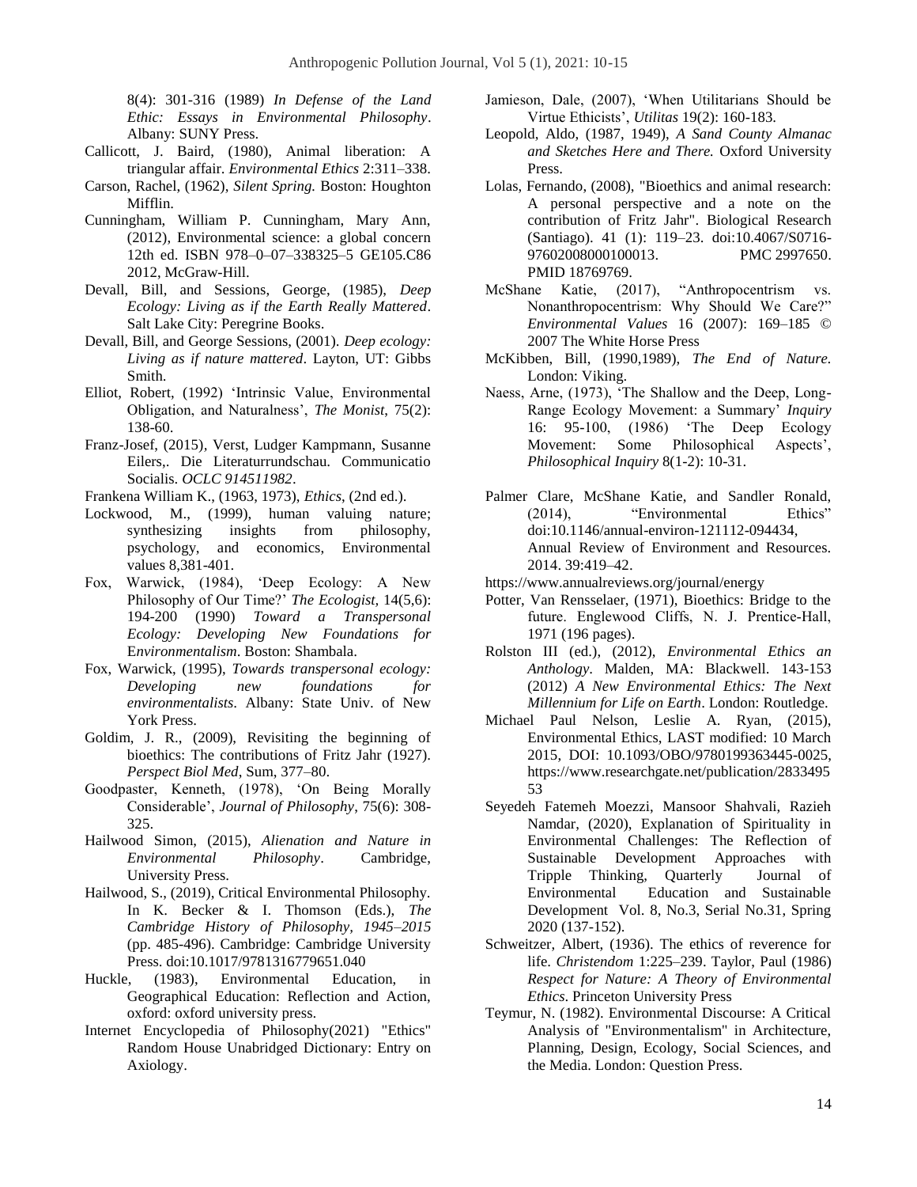8(4): 301-316 (1989) *In Defense of the Land Ethic: Essays in Environmental Philosophy*. Albany: SUNY Press.

Callicott, J. Baird, (1980), Animal liberation: A triangular affair. *Environmental Ethics* 2:311–338.

Carson, Rachel, (1962), *Silent Spring.* Boston: Houghton Mifflin.

Cunningham, William P. Cunningham, Mary Ann, (2012), Environmental science: a global concern 12th ed. ISBN 978–0–07–338325–5 GE105.C86 2012, McGraw-Hill.

Devall, Bill, and Sessions, George, (1985), *Deep Ecology: Living as if the Earth Really Mattered*. Salt Lake City: Peregrine Books.

Devall, Bill, and George Sessions, (2001). *Deep ecology: Living as if nature mattered*. Layton, UT: Gibbs Smith.

Elliot, Robert, (1992) 'Intrinsic Value, Environmental Obligation, and Naturalness', *The Monist*, 75(2): 138-60.

Franz-Josef, (2015), Verst, Ludger Kampmann, Susanne Eilers,. Die Literaturrundschau. Communicatio Socialis. *OCLC 914511982*.

Frankena William K., (1963, 1973), *Ethics*, (2nd ed.).

Lockwood, M., (1999), human valuing nature; synthesizing insights from philosophy, psychology, and economics, Environmental values 8,381-401.

Fox, Warwick, (1984), 'Deep Ecology: A New Philosophy of Our Time?' *The Ecologist*, 14(5,6): 194-200 (1990) *Toward a Transpersonal Ecology: Developing New Foundations for Environmentalism*. Boston: Shambala.

Fox, Warwick, (1995), *Towards transpersonal ecology: Developing new foundations for environmentalists*. Albany: State Univ. of New York Press.

Goldim, J. R., (2009), Revisiting the beginning of bioethics: The contributions of Fritz Jahr (1927). *Perspect Biol Med*, Sum, 377–80.

Goodpaster, Kenneth, (1978), 'On Being Morally Considerable', *Journal of Philosophy*, 75(6): 308-325.

Hailwood Simon, (2015), *Alienation and Nature in Environmental Philosophy*. Cambridge, University Press.

Hailwood, S., (2019), Critical Environmental Philosophy. In K. Becker & I. Thomson (Eds.), *The Cambridge History of Philosophy, 1945–2015* (pp. 485-496). Cambridge: Cambridge University Press. doi:10.1017/9781316779651.040

Huckle, (1983), Environmental Education, in Geographical Education: Reflection and Action, oxford: oxford university press.

Internet Encyclopedia of Philosophy(2021) "Ethics" Random House Unabridged Dictionary: Entry on Axiology.

Jamieson, Dale, (2007), 'When Utilitarians Should be Virtue Ethicists', *Utilitas* 19(2): 160-183.

Leopold, Aldo, (1987, 1949), *A Sand County Almanac and Sketches Here and There.* Oxford University Press.

Lolas, Fernando, (2008), "Bioethics and animal research: A personal perspective and a note on the contribution of Fritz Jahr". Biological Research (Santiago). 41 (1): 119–23. doi:10.4067/S0716-97602008000100013. PMC 2997650. PMID 18769769.

McShane Katie, (2017), "Anthropocentrism vs. Nonanthropocentrism: Why Should We Care?" *Environmental Values* 16 (2007): 169–185 © 2007 The White Horse Press

McKibben, Bill, (1990,1989), *The End of Nature*. London: Viking.

Naess, Arne, (1973), 'The Shallow and the Deep, Long-Range Ecology Movement: a Summary' *Inquiry* 16: 95-100, (1986) 'The Deep Ecology Movement: Some Philosophical Aspects', *Philosophical Inquiry* 8(1-2): 10-31.

Palmer Clare, McShane Katie, and Sandler Ronald, (2014), "Environmental Ethics" doi:10.1146/annual-environ-121112-094434, Annual Review of Environment and Resources. 2014. 39:419–42.

https://www.annualreviews.org/journal/energy

Potter, Van Rensselaer, (1971), Bioethics: Bridge to the future. Englewood Cliffs, N. J. Prentice-Hall, 1971 (196 pages).

Rolston III (ed.), (2012), *Environmental Ethics an Anthology*. Malden, MA: Blackwell. 143-153 (2012) *A New Environmental Ethics: The Next Millennium for Life on Earth*. London: Routledge.

Michael Paul Nelson, Leslie A. Ryan, (2015), Environmental Ethics, LAST modified: 10 March 2015, DOI: 10.1093/OBO/9780199363445-0025, https://www.researchgate.net/publication/283349553

Seyedeh Fatemeh Moezzi, Mansoor Shahvali, Razieh Namdar, (2020), Explanation of Spirituality in Environmental Challenges: The Reflection of Sustainable Development Approaches with Tripple Thinking, Quarterly Journal of Environmental Education and Sustainable Development Vol. 8, No.3, Serial No.31, Spring 2020 (137-152).

Schweitzer, Albert, (1936). The ethics of reverence for life. *Christendom* 1:225–239. Taylor, Paul (1986) *Respect for Nature: A Theory of Environmental Ethics*. Princeton University Press

Teymur, N. (1982). Environmental Discourse: A Critical Analysis of "Environmentalism" in Architecture, Planning, Design, Ecology, Social Sciences, and the Media. London: Question Press.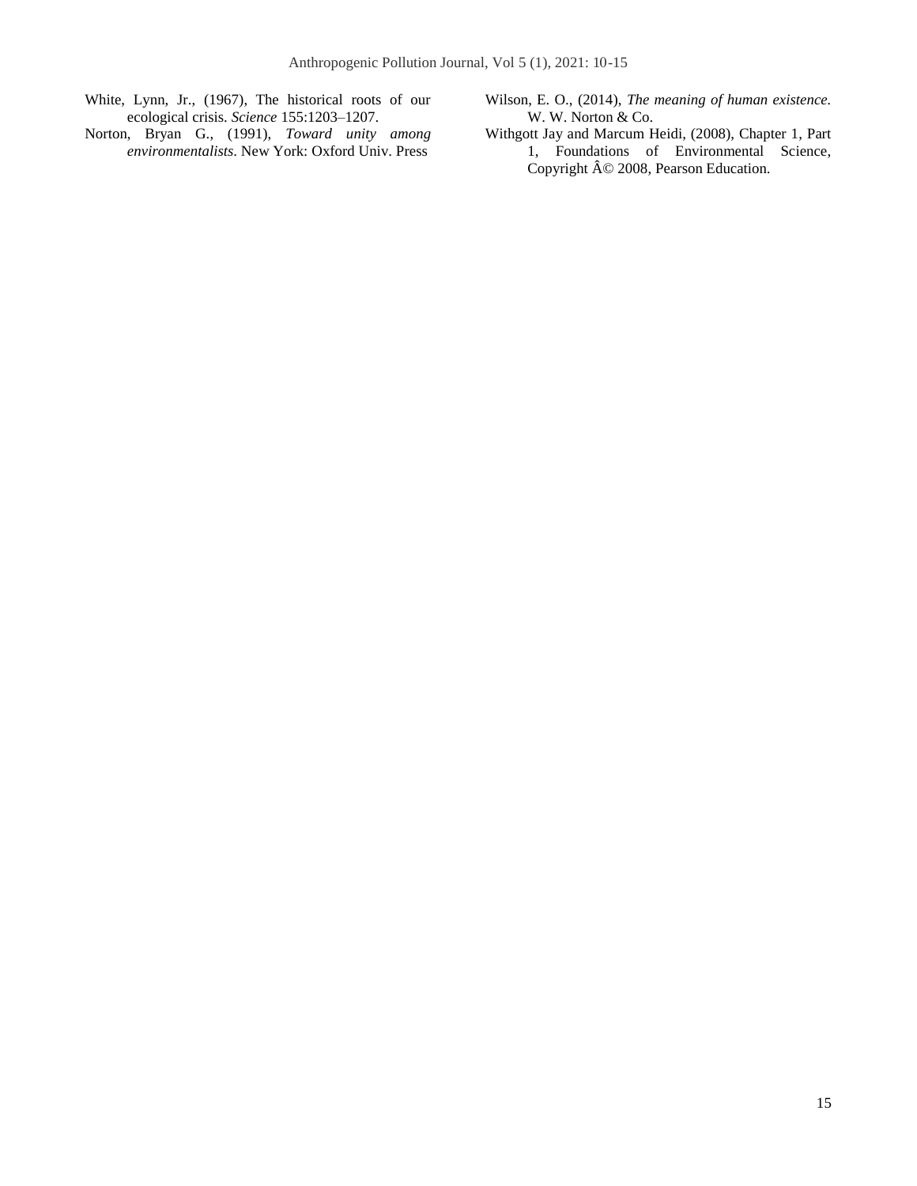White, Lynn, Jr., (1967), The historical roots of our ecological crisis. *Science* 155:1203–1207.

Norton, Bryan G., (1991), *Toward unity among environmentalists*. New York: Oxford Univ. Press

Wilson, E. O., (2014), *The meaning of human existence.* W. W. Norton & Co.

Withgott Jay and Marcum Heidi, (2008), Chapter 1, Part 1, Foundations of Environmental Science, Copyright Â© 2008, Pearson Education.